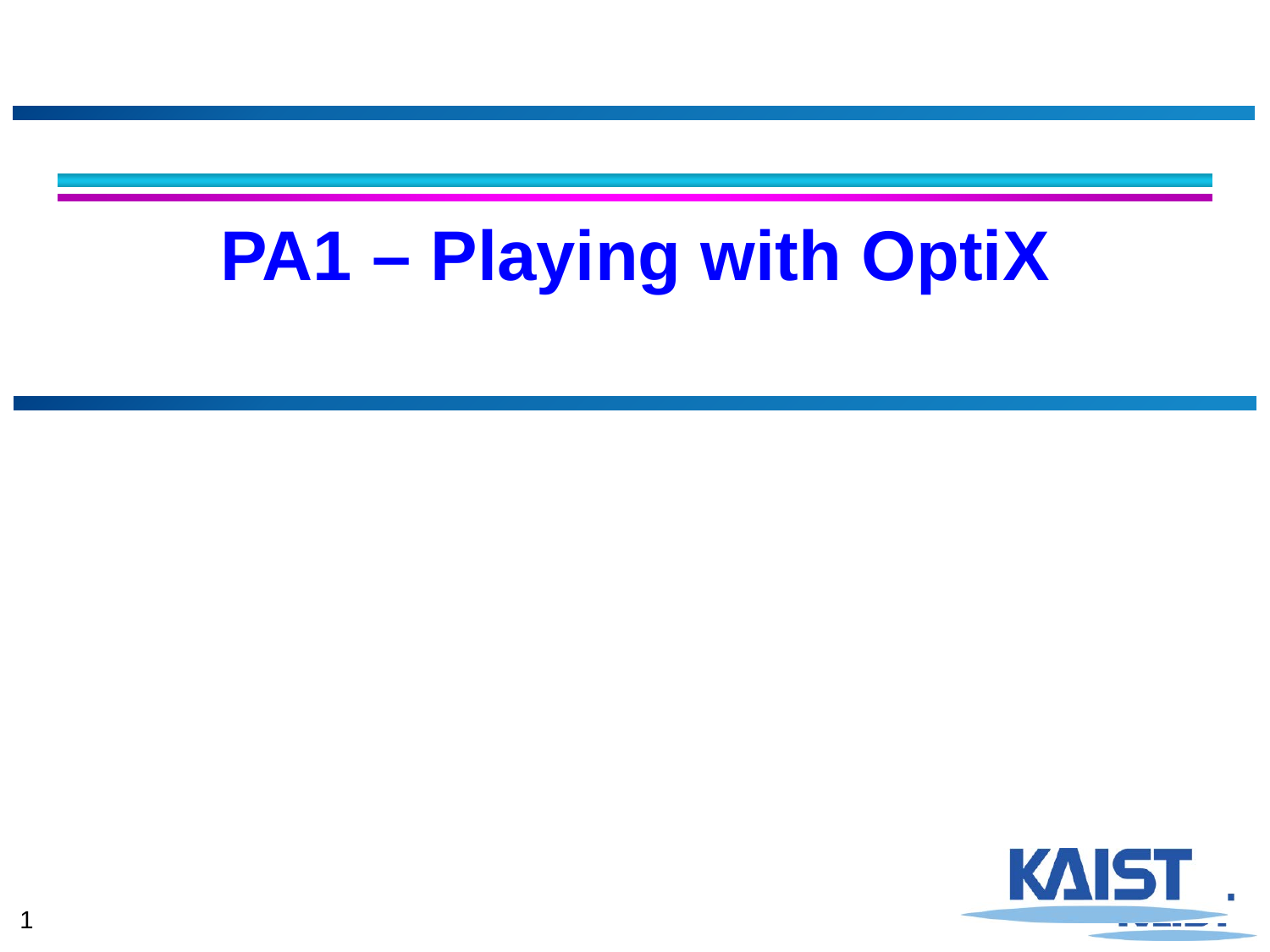# PA1 – Playing with OptiX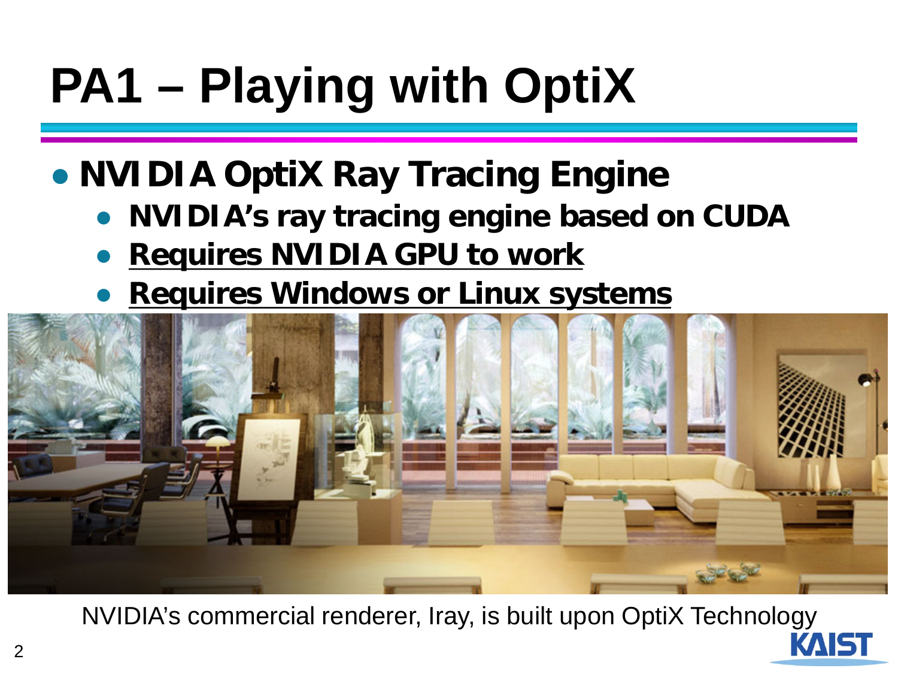# PA1 – Playing with OptiX

- **NVIDIA OptiX Ray Tracing Engine**
  - **NVIDIA's ray tracing engine based on CUDA**
  - **<u>Requires NVIDIA GPU to work</u>**
  - **<u>Requires Windows or Linux systems</u>**

NVIDIA's commercial renderer, Iray, is built upon OptiX Technology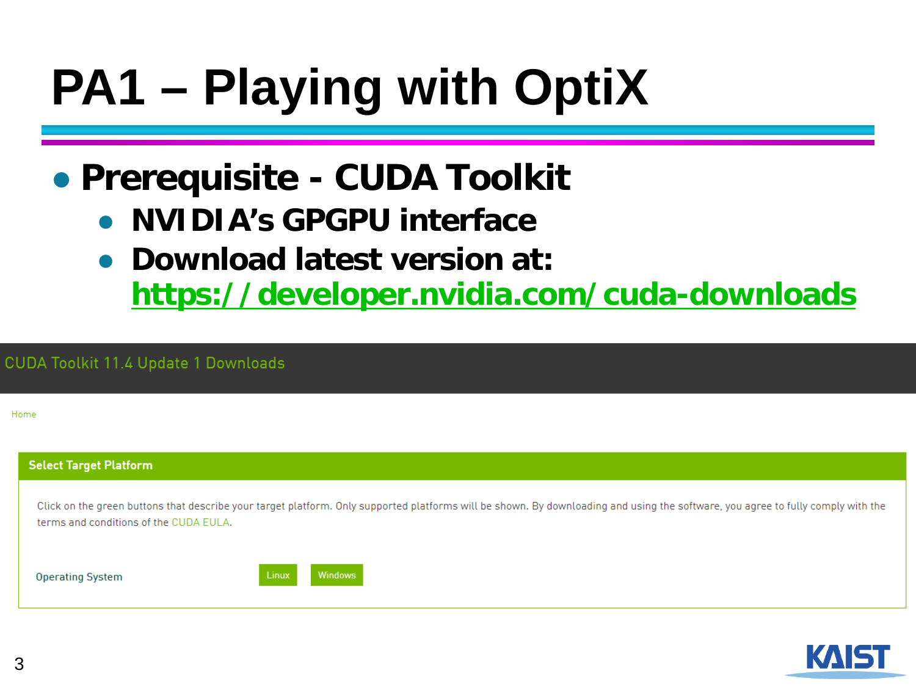# PA1 – Playing with OptiX

- **Prerequisite - CUDA Toolkit**
  - **NVIDIA's GPGPU interface**
  - **Download latest version at:** **https://developer.nvidia.com/cuda-downloads**

CUDA Toolkit 11.4 Update 1 Downloads

Home

**Select Target Platform**

Click on the green buttons that describe your target platform. Only supported platforms will be shown. By downloading and using the software, you agree to fully comply with the terms and conditions of the CUDA EULA.

Operating System　Linux　Windows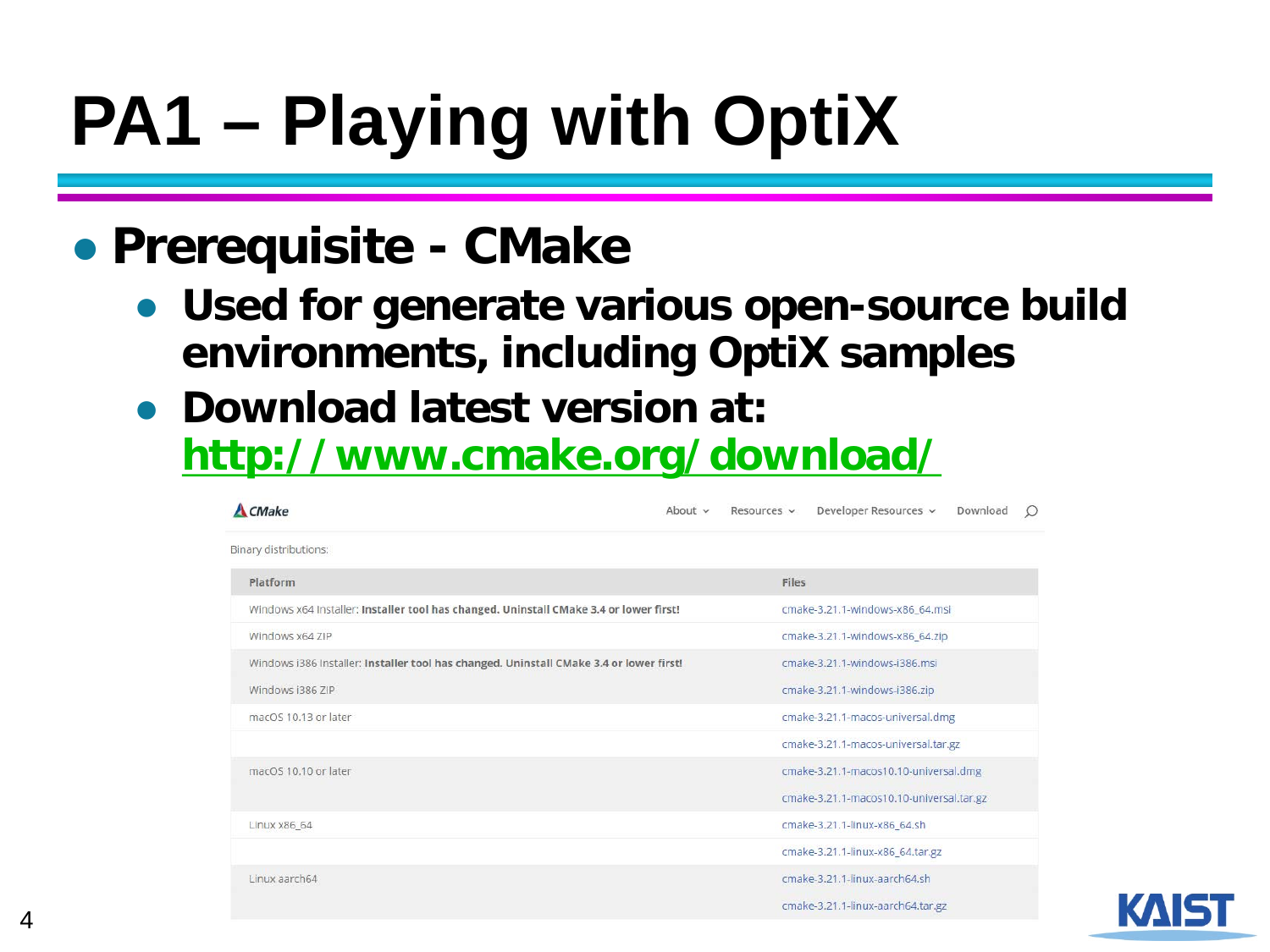# PA1 – Playing with OptiX

- **Prerequisite - CMake**
  - **Used for generate various open-source build environments, including OptiX samples**
  - **Download latest version at: [http://www.cmake.org/download/](http://www.cmake.org/download/)**

CMake — About · Resources · Developer Resources · Download

Binary distributions:

| Platform | Files |
|---|---|
| Windows x64 Installer: **Installer tool has changed. Uninstall CMake 3.4 or lower first!** | cmake-3.21.1-windows-x86_64.msi |
| Windows x64 ZIP | cmake-3.21.1-windows-x86_64.zip |
| Windows i386 Installer: **Installer tool has changed. Uninstall CMake 3.4 or lower first!** | cmake-3.21.1-windows-i386.msi |
| Windows i386 ZIP | cmake-3.21.1-windows-i386.zip |
| macOS 10.13 or later | cmake-3.21.1-macos-universal.dmg |
| | cmake-3.21.1-macos-universal.tar.gz |
| macOS 10.10 or later | cmake-3.21.1-macos10.10-universal.dmg |
| | cmake-3.21.1-macos10.10-universal.tar.gz |
| Linux x86_64 | cmake-3.21.1-linux-x86_64.sh |
| | cmake-3.21.1-linux-x86_64.tar.gz |
| Linux aarch64 | cmake-3.21.1-linux-aarch64.sh |
| | cmake-3.21.1-linux-aarch64.tar.gz |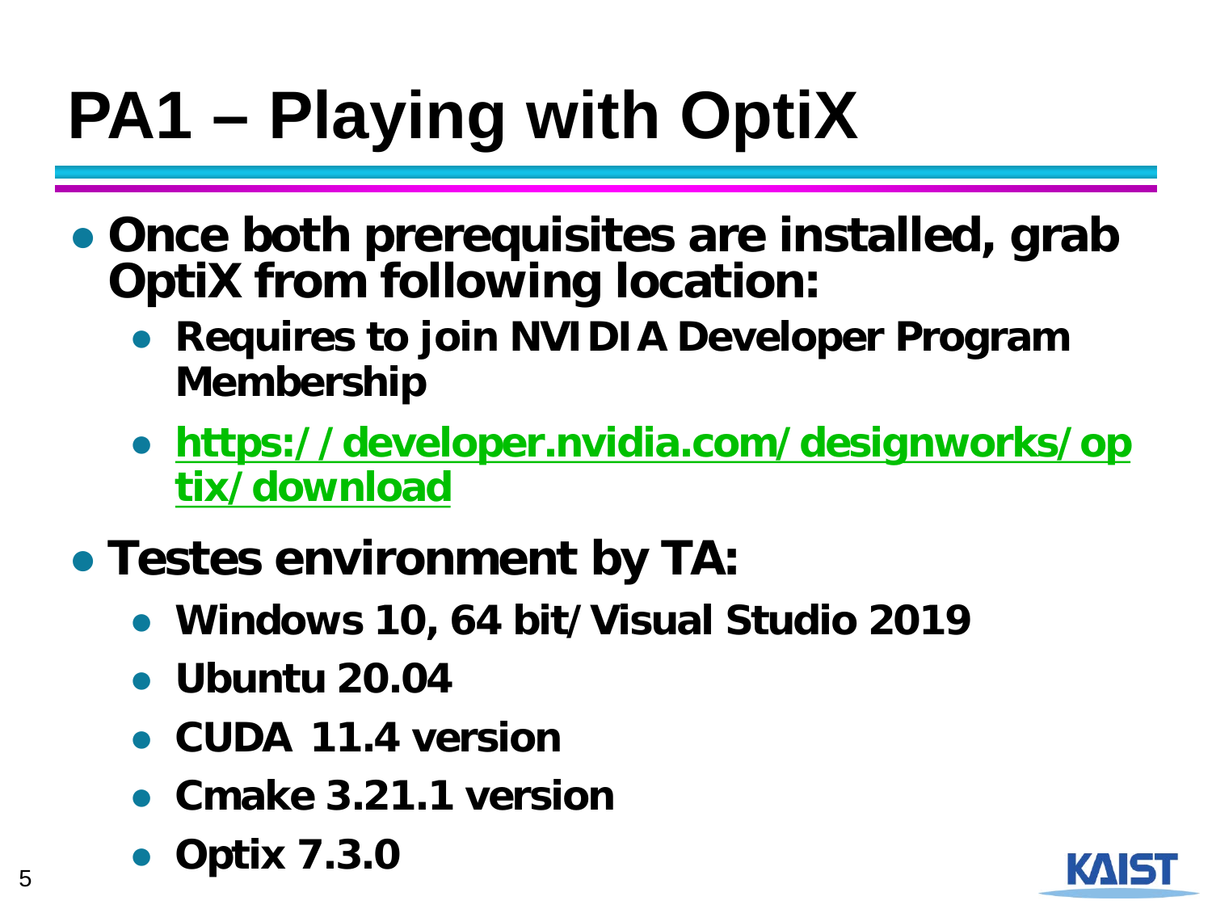# PA1 – Playing with OptiX

- **Once both prerequisites are installed, grab OptiX from following location:**
  - **Requires to join NVIDIA Developer Program Membership**
  - **https://developer.nvidia.com/designworks/optix/download**
- **Testes environment by TA:**
  - **Windows 10, 64 bit/Visual Studio 2019**
  - **Ubuntu 20.04**
  - **CUDA 11.4 version**
  - **Cmake 3.21.1 version**
  - **Optix 7.3.0**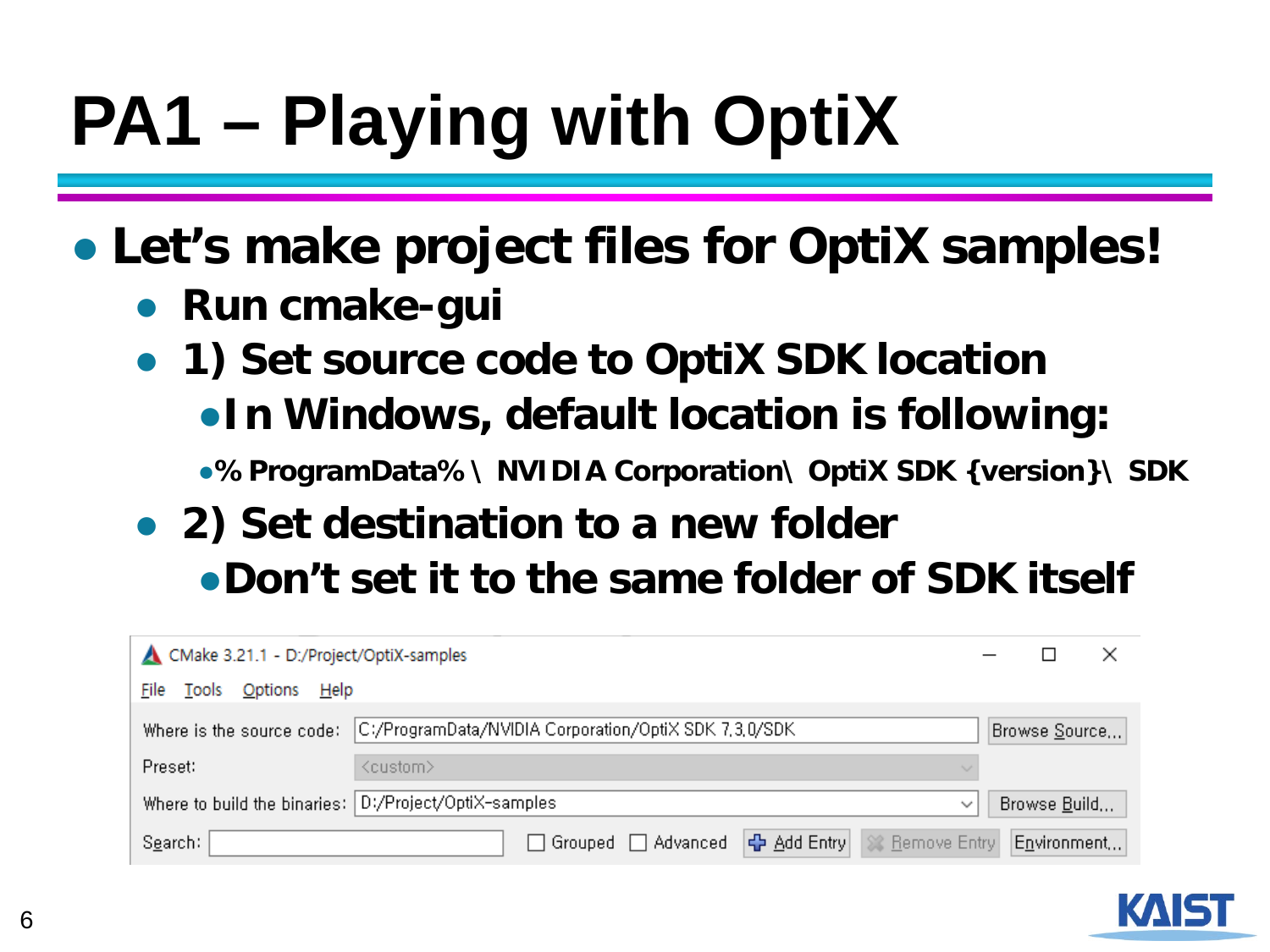# PA1 – Playing with OptiX

- **Let's make project files for OptiX samples!**
  - **Run cmake-gui**
  - **1) Set source code to OptiX SDK location**
    - **In Windows, default location is following:**
      - **%ProgramData%\NVIDIA Corporation\OptiX SDK {version}\SDK**
  - **2) Set destination to a new folder**
    - **Don't set it to the same folder of SDK itself**

CMake 3.21.1 - D:/Project/OptiX-samples

File Tools Options Help

Where is the source code: C:/ProgramData/NVIDIA Corporation/OptiX SDK 7.3.0/SDK — Browse Source...

Preset: <custom>

Where to build the binaries: D:/Project/OptiX-samples — Browse Build...

Search: [ ] Grouped [ ] Advanced Add Entry Remove Entry Environment...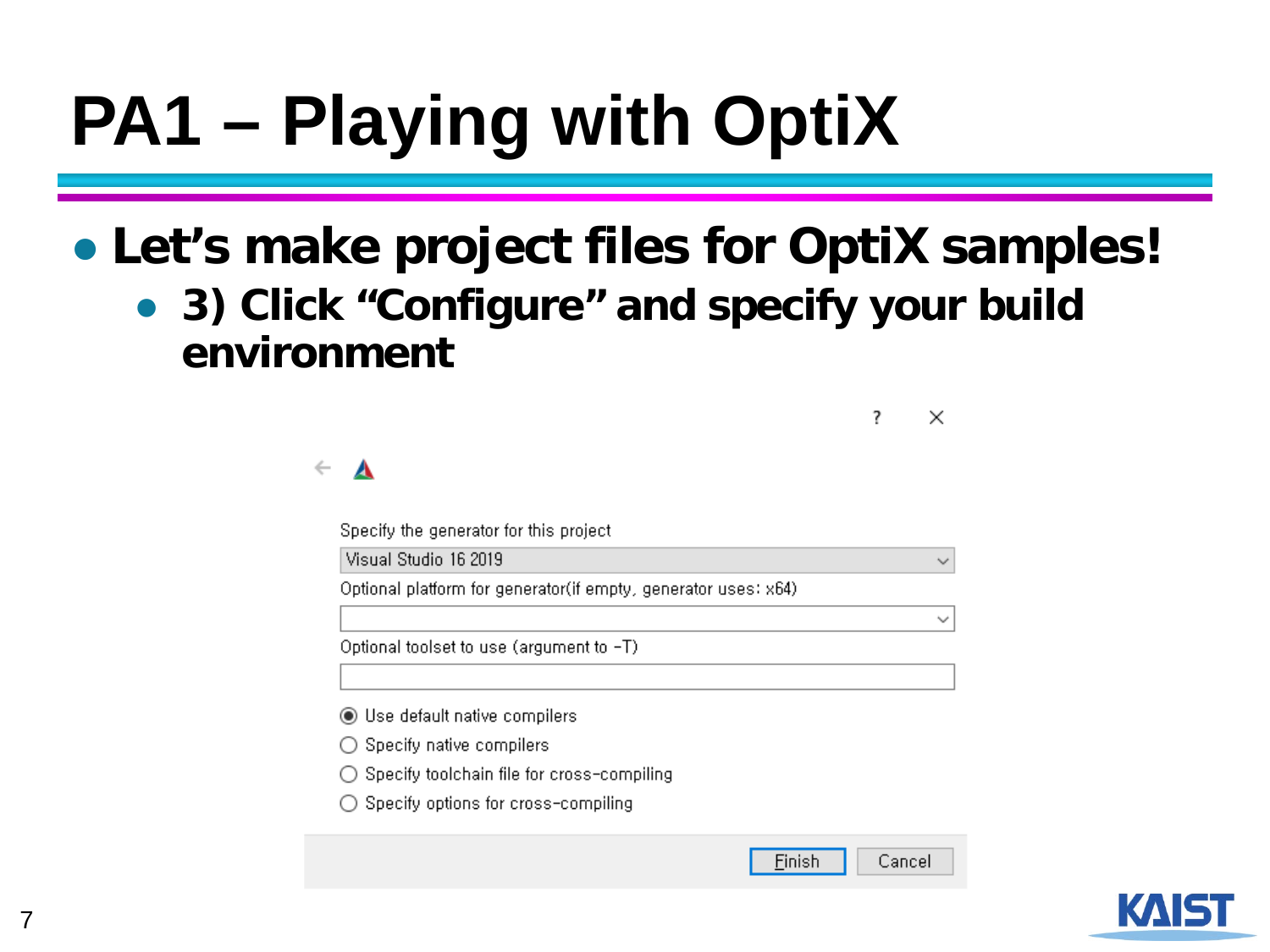# PA1 – Playing with OptiX

- **Let's make project files for OptiX samples!**
  - **3) Click "Configure" and specify your build environment**

Specify the generator for this project

Visual Studio 16 2019

Optional platform for generator(if empty, generator uses: x64)

Optional toolset to use (argument to -T)

- (•) Use default native compilers
- ( ) Specify native compilers
- ( ) Specify toolchain file for cross-compiling
- ( ) Specify options for cross-compiling

Finish | Cancel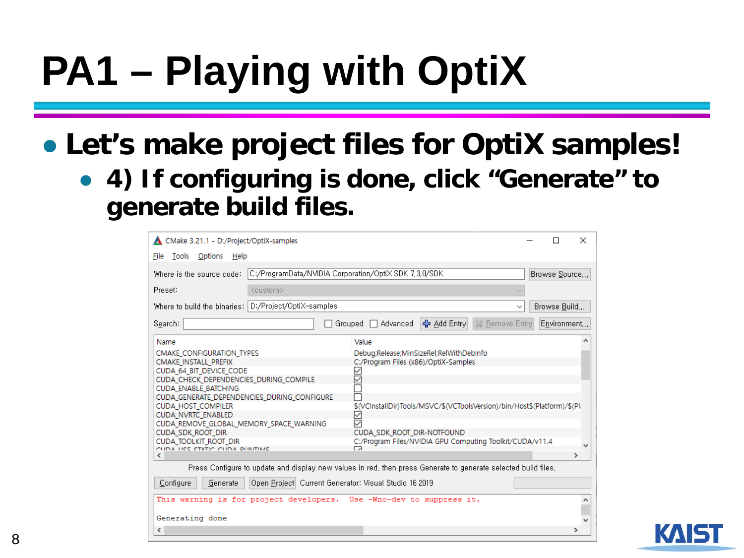# PA1 – Playing with OptiX

- **Let's make project files for OptiX samples!**
  - **4) If configuring is done, click "Generate" to generate build files.**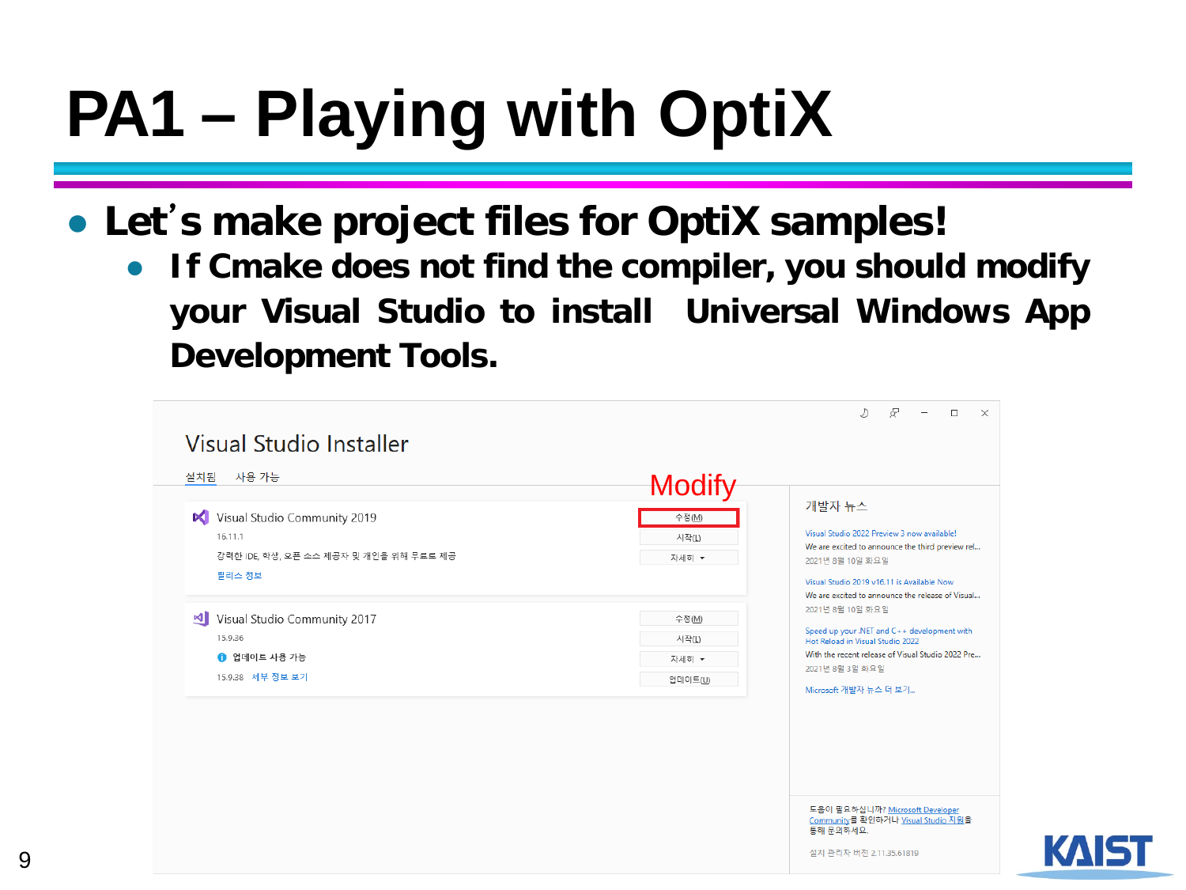# PA1 – Playing with OptiX

- **Let's make project files for OptiX samples!**
  - **If Cmake does not find the compiler, you should modify your Visual Studio to install Universal Windows App Development Tools.**

Visual Studio Installer

설치됨　사용 가능

Modify

Visual Studio Community 2019
16.11.1
강력한 IDE, 학생, 오픈 소스 제공자 및 개인을 위해 무료로 제공
릴리스 정보

수정(M)
시작(L)
자세히 ▾

Visual Studio Community 2017
15.9.36
업데이트 사용 가능
15.9.38 세부 정보 보기

수정(M)
시작(L)
자세히 ▾
업데이트(U)

개발자 뉴스

Visual Studio 2022 Preview 3 now available!
We are excited to announce the third preview rel...
2021년 8월 10일 화요일

Visual Studio 2019 v16.11 is Available Now
We are excited to announce the release of Visual...
2021년 8월 10일 화요일

Speed up your .NET and C++ development with Hot Reload in Visual Studio 2022
With the recent release of Visual Studio 2022 Pre...
2021년 8월 3일 화요일

Microsoft 개발자 뉴스 더 보기...

도움이 필요하십니까? Microsoft Developer Community를 확인하거나 Visual Studio 지원을 통해 문의하세요.

설치 관리자 버전 2.11.35.61819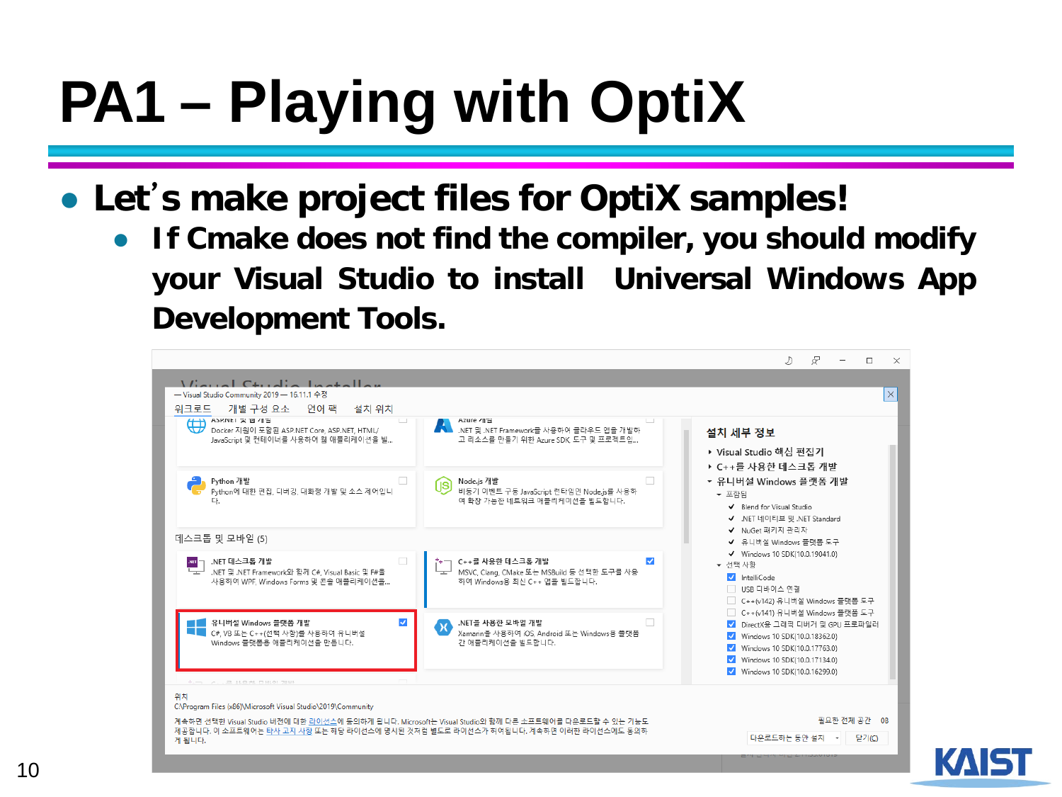# PA1 – Playing with OptiX

- **Let's make project files for OptiX samples!**
  - **If Cmake does not find the compiler, you should modify your Visual Studio to install Universal Windows App Development Tools.**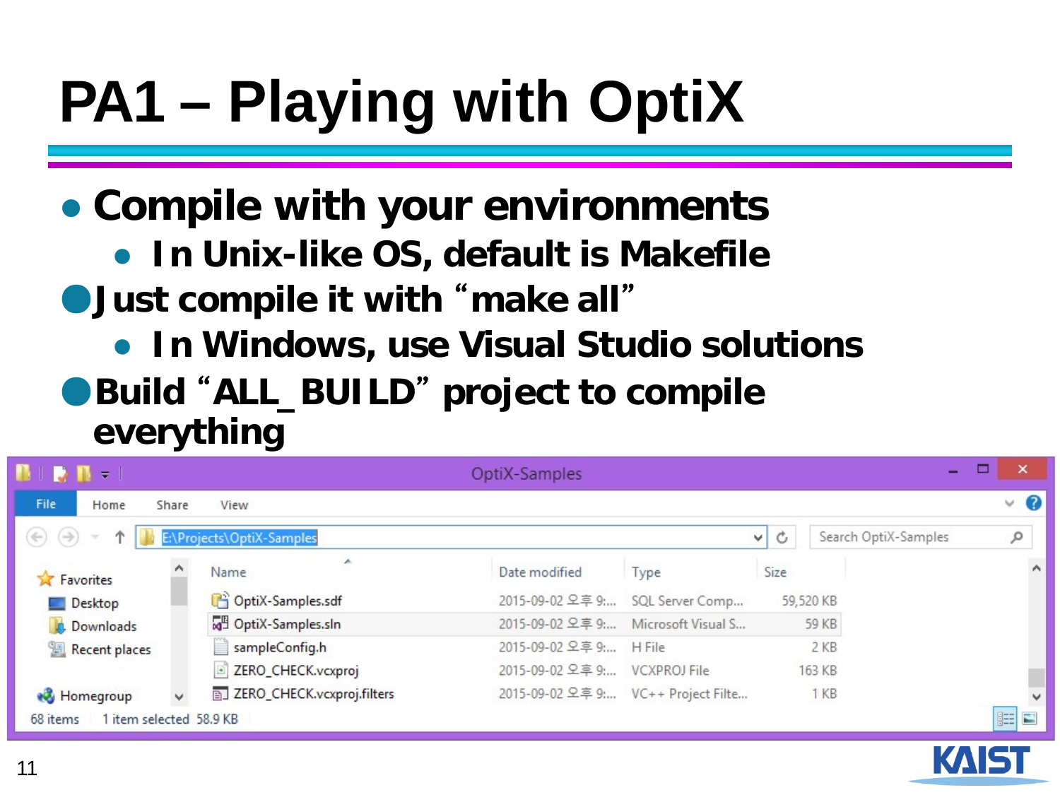# PA1 – Playing with OptiX

- Compile with your environments
  - In Unix-like OS, default is Makefile
- Just compile it with "make all"
  - In Windows, use Visual Studio solutions
- Build "ALL_BUILD" project to compile everything

| Name | Date modified | Type | Size |
|---|---|---|---|
| OptiX-Samples.sdf | 2015-09-02 오후 9:... | SQL Server Comp... | 59,520 KB |
| OptiX-Samples.sln | 2015-09-02 오후 9:... | Microsoft Visual S... | 59 KB |
| sampleConfig.h | 2015-09-02 오후 9:... | H File | 2 KB |
| ZERO_CHECK.vcxproj | 2015-09-02 오후 9:... | VCXPROJ File | 163 KB |
| ZERO_CHECK.vcxproj.filters | 2015-09-02 오후 9:... | VC++ Project Filte... | 1 KB |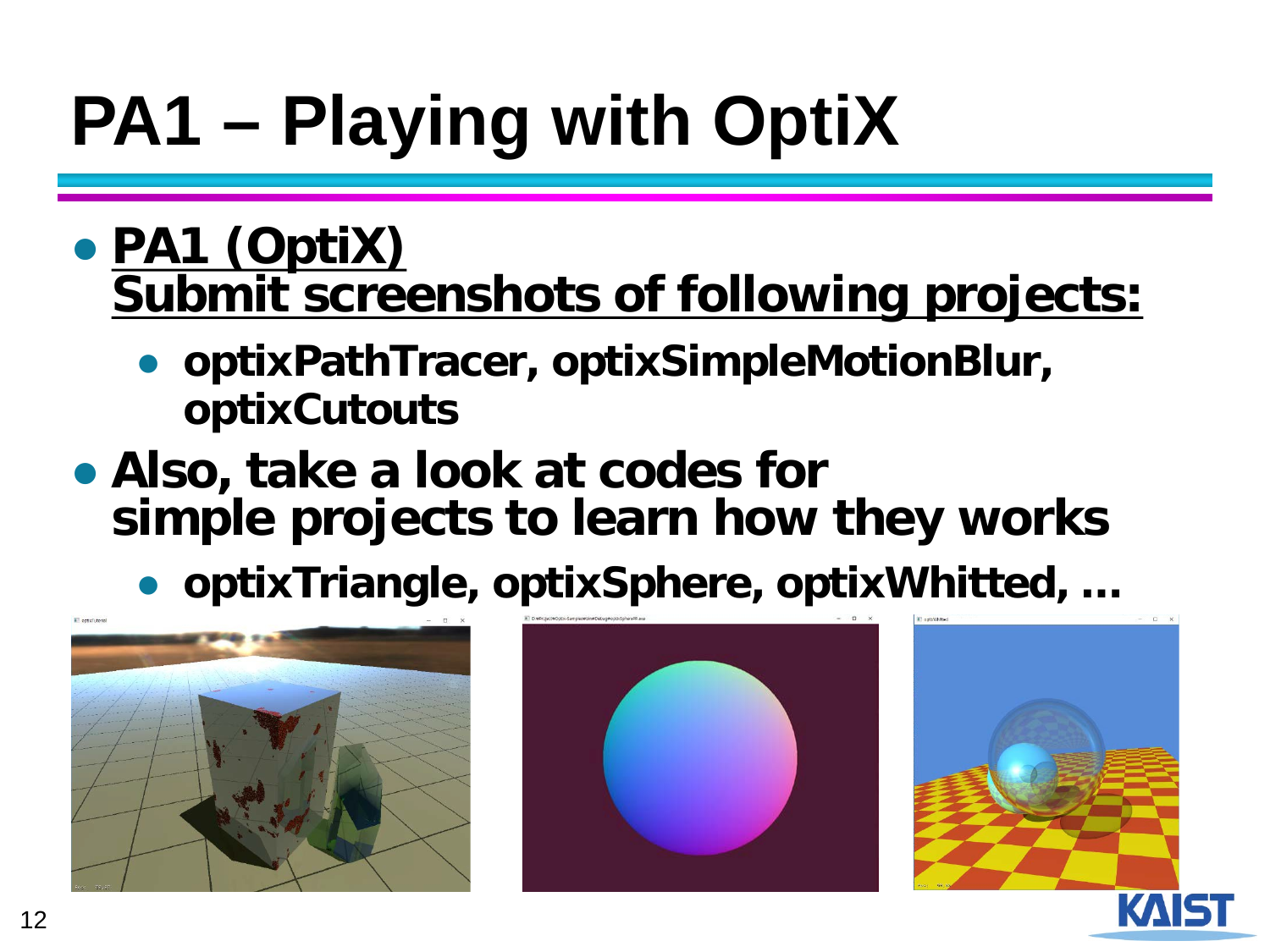# PA1 – Playing with OptiX

- **PA1 (OptiX)**
  **Submit screenshots of following projects:**
  - **optixPathTracer, optixSimpleMotionBlur, optixCutouts**
- **Also, take a look at codes for simple projects to learn how they works**
  - **optixTriangle, optixSphere, optixWhitted, …**